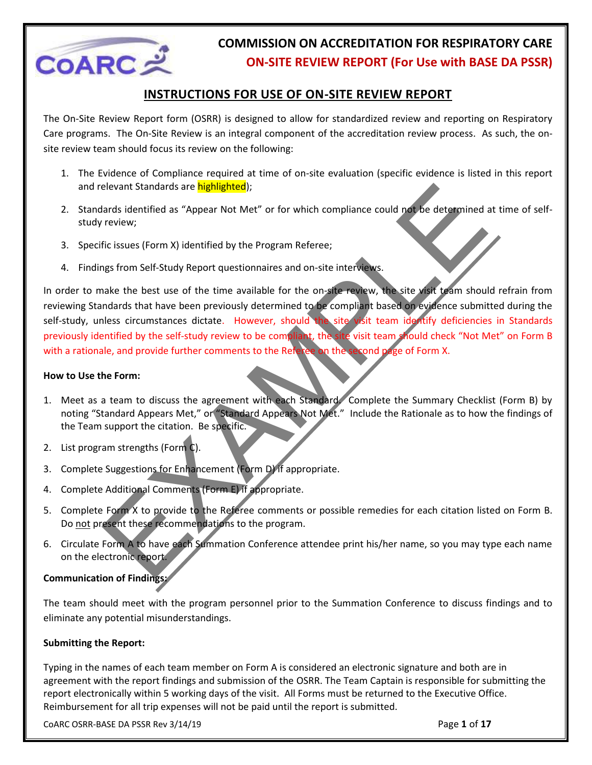# COMMISSION ON ACCREDITATION FOR RESPIRATORY CARE

## ON-SITE REVIEW REPORT (For Use with BASE DA PSSR)

## INSTRUCTIONS FOR USE OF ON-SITE REVIEW REPORT

The On-Site Review Report form (OSRR) is designed to allow for standardized review and reporting on Respiratory Care programs. The On-Site Review is an integral component of the accreditation review process. As such, the on-site review team should focus its review on the following:

1. The Evidence of Compliance required at time of on-site evaluation (specific evidence is listed in this report and relevant Standards are highlighted);
2. Standards identified as "Appear Not Met" or for which compliance could not be determined at time of self-study review;
3. Specific issues (Form X) identified by the Program Referee;
4. Findings from Self-Study Report questionnaires and on-site interviews.

In order to make the best use of the time available for the on-site review, the site visit team should refrain from reviewing Standards that have been previously determined to be compliant based on evidence submitted during the self-study, unless circumstances dictate. However, should the site visit team identify deficiencies in Standards previously identified by the self-study review to be compliant, the site visit team should check "Not Met" on Form B with a rationale, and provide further comments to the Referee on the second page of Form X.

**How to Use the Form:**

1. Meet as a team to discuss the agreement with each Standard. Complete the Summary Checklist (Form B) by noting "Standard Appears Met," or "Standard Appears Not Met." Include the Rationale as to how the findings of the Team support the citation. Be specific.
2. List program strengths (Form C).
3. Complete Suggestions for Enhancement (Form D) if appropriate.
4. Complete Additional Comments (Form E) if appropriate.
5. Complete Form X to provide to the Referee comments or possible remedies for each citation listed on Form B. Do not present these recommendations to the program.
6. Circulate Form A to have each Summation Conference attendee print his/her name, so you may type each name on the electronic report.

**Communication of Findings:**

The team should meet with the program personnel prior to the Summation Conference to discuss findings and to eliminate any potential misunderstandings.

**Submitting the Report:**

Typing in the names of each team member on Form A is considered an electronic signature and both are in agreement with the report findings and submission of the OSRR. The Team Captain is responsible for submitting the report electronically within 5 working days of the visit. All Forms must be returned to the Executive Office. Reimbursement for all trip expenses will not be paid until the report is submitted.

CoARC OSRR-BASE DA PSSR Rev 3/14/19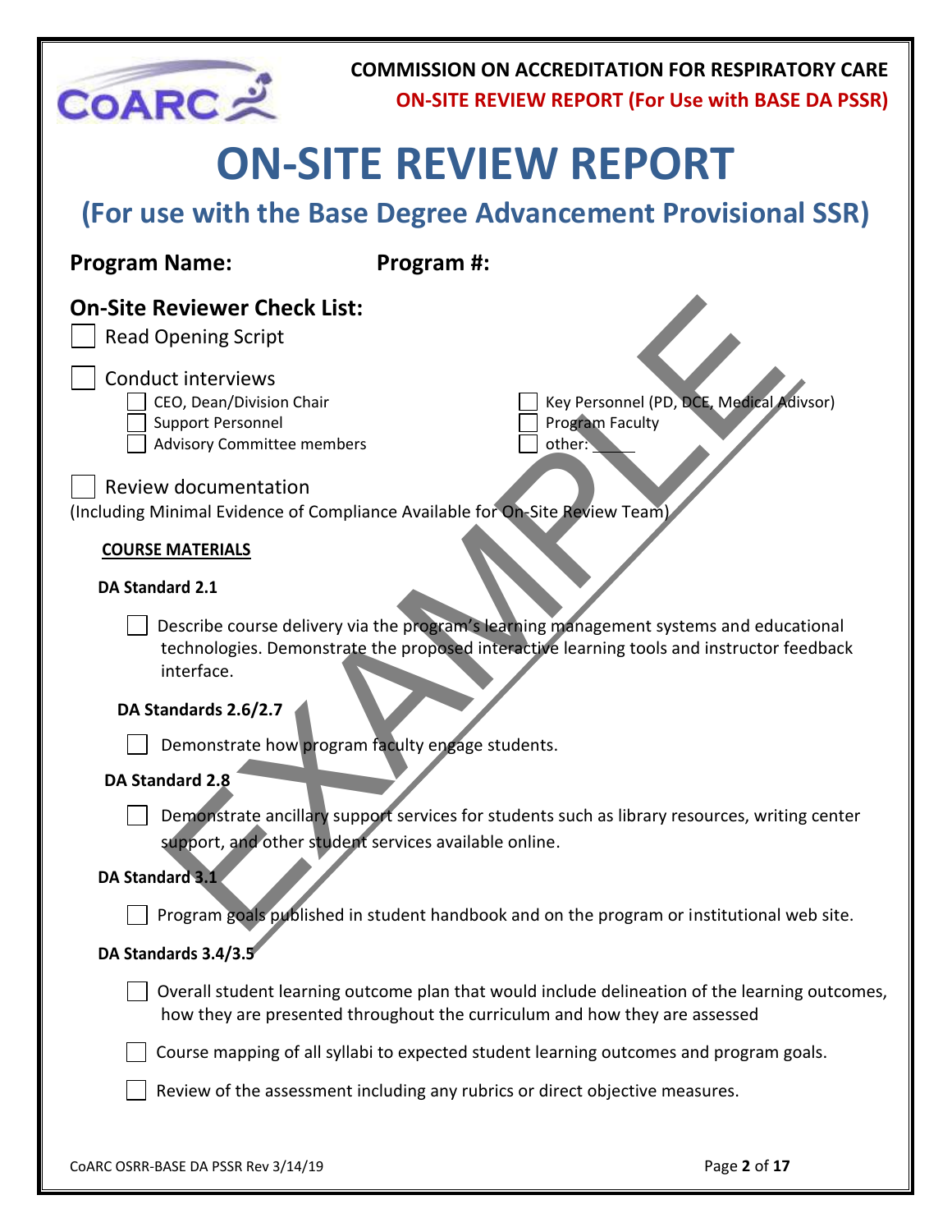# ON-SITE REVIEW REPORT

## (For use with the Base Degree Advancement Provisional SSR)

**Program Name:** **Program #:**

### On-Site Reviewer Check List:

- [ ] Read Opening Script
- [ ] Conduct interviews
  - [ ] CEO, Dean/Division Chair
  - [ ] Support Personnel
  - [ ] Advisory Committee members
  - [ ] Key Personnel (PD, DCE, Medical Adivsor)
  - [ ] Program Faculty
  - [ ] other: _____
- [ ] Review documentation

(Including Minimal Evidence of Compliance Available for On-Site Review Team)

**COURSE MATERIALS**

**DA Standard 2.1**

- [ ] Describe course delivery via the program's learning management systems and educational technologies. Demonstrate the proposed interactive learning tools and instructor feedback interface.

**DA Standards 2.6/2.7**

- [ ] Demonstrate how program faculty engage students.

**DA Standard 2.8**

- [ ] Demonstrate ancillary support services for students such as library resources, writing center support, and other student services available online.

**DA Standard 3.1**

- [ ] Program goals published in student handbook and on the program or institutional web site.

**DA Standards 3.4/3.5**

- [ ] Overall student learning outcome plan that would include delineation of the learning outcomes, how they are presented throughout the curriculum and how they are assessed
- [ ] Course mapping of all syllabi to expected student learning outcomes and program goals.
- [ ] Review of the assessment including any rubrics or direct objective measures.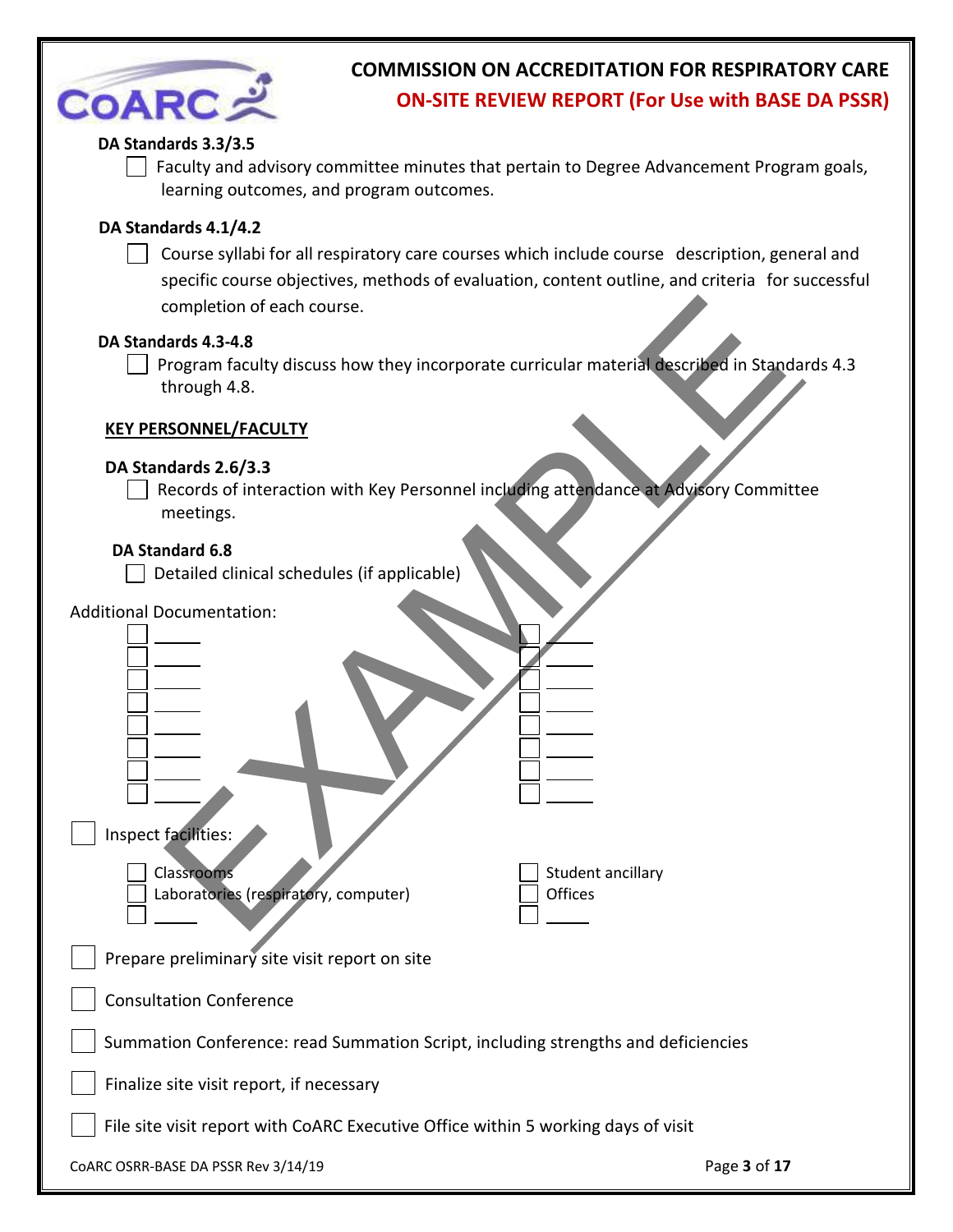**DA Standards 3.3/3.5**

- [ ] Faculty and advisory committee minutes that pertain to Degree Advancement Program goals, learning outcomes, and program outcomes.

**DA Standards 4.1/4.2**

- [ ] Course syllabi for all respiratory care courses which include course description, general and specific course objectives, methods of evaluation, content outline, and criteria for successful completion of each course.

**DA Standards 4.3-4.8**

- [ ] Program faculty discuss how they incorporate curricular material described in Standards 4.3 through 4.8.

**KEY PERSONNEL/FACULTY**

**DA Standards 2.6/3.3**

- [ ] Records of interaction with Key Personnel including attendance at Advisory Committee meetings.

**DA Standard 6.8**

- [ ] Detailed clinical schedules (if applicable)

Additional Documentation:

- [ ] ____
- [ ] ____
- [ ] ____
- [ ] ____
- [ ] ____
- [ ] ____
- [ ] ____
- [ ] ____
- [ ] ____
- [ ] ____
- [ ] ____
- [ ] ____
- [ ] ____
- [ ] ____
- [ ] ____
- [ ] ____

- [ ] Inspect facilities:
  - [ ] Classrooms
  - [ ] Laboratories (respiratory, computer)
  - [ ] ____
  - [ ] Student ancillary
  - [ ] Offices
  - [ ] ____

- [ ] Prepare preliminary site visit report on site

- [ ] Consultation Conference

- [ ] Summation Conference: read Summation Script, including strengths and deficiencies

- [ ] Finalize site visit report, if necessary

- [ ] File site visit report with CoARC Executive Office within 5 working days of visit

CoARC OSRR-BASE DA PSSR Rev 3/14/19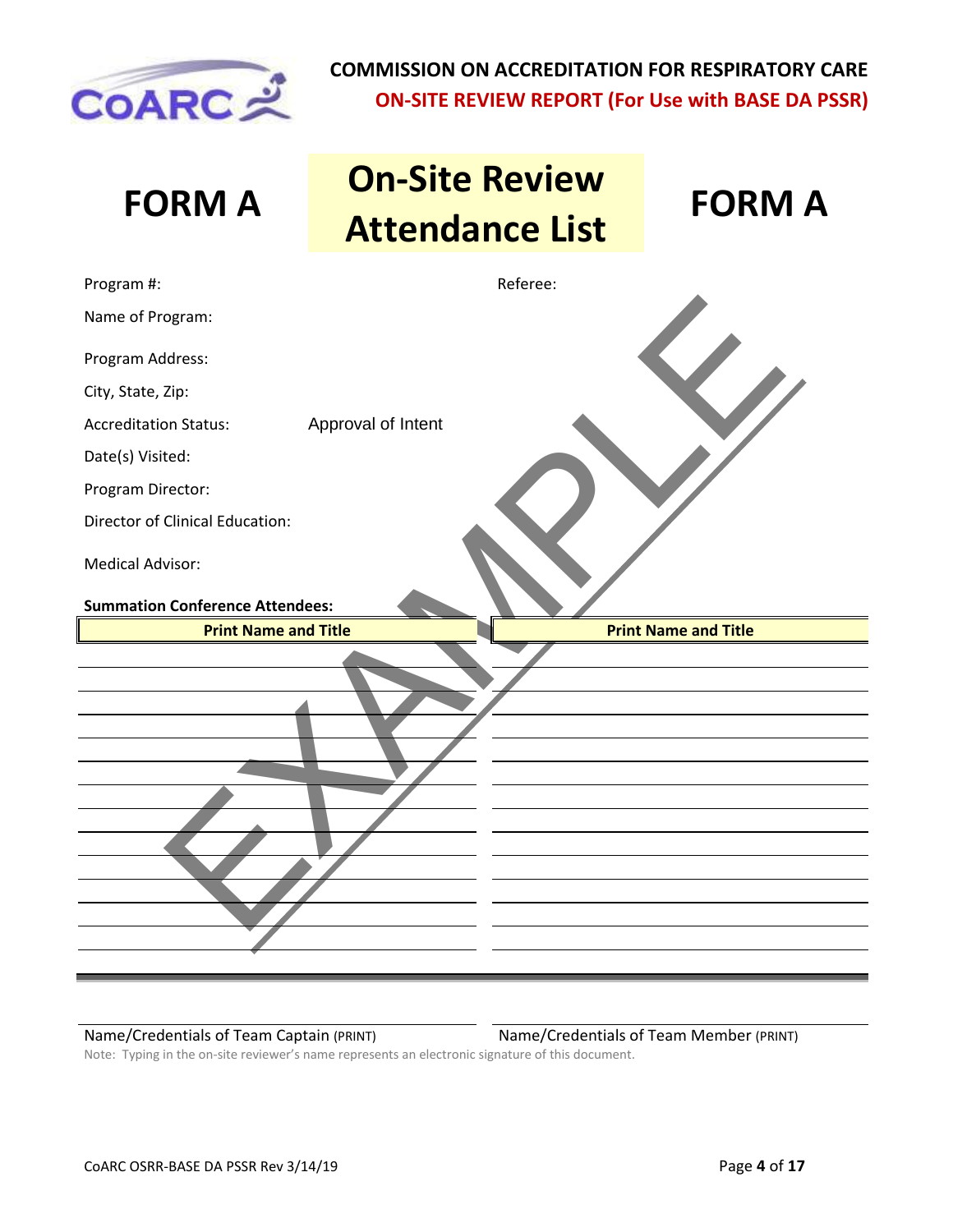**COMMISSION ON ACCREDITATION FOR RESPIRATORY CARE**
**ON-SITE REVIEW REPORT (For Use with BASE DA PSSR)**

# FORM A — On-Site Review Attendance List — FORM A

Program #: Referee:

Name of Program:

Program Address:

City, State, Zip:

Accreditation Status: Approval of Intent

Date(s) Visited:

Program Director:

Director of Clinical Education:

Medical Advisor:

**Summation Conference Attendees:**

| Print Name and Title | Print Name and Title |
|---|---|
| | |
| | |
| | |
| | |
| | |
| | |
| | |
| | |
| | |
| | |
| | |
| | |
| | |

EXAMPLE

Name/Credentials of Team Captain (PRINT) Name/Credentials of Team Member (PRINT)

Note: Typing in the on-site reviewer's name represents an electronic signature of this document.

CoARC OSRR-BASE DA PSSR Rev 3/14/19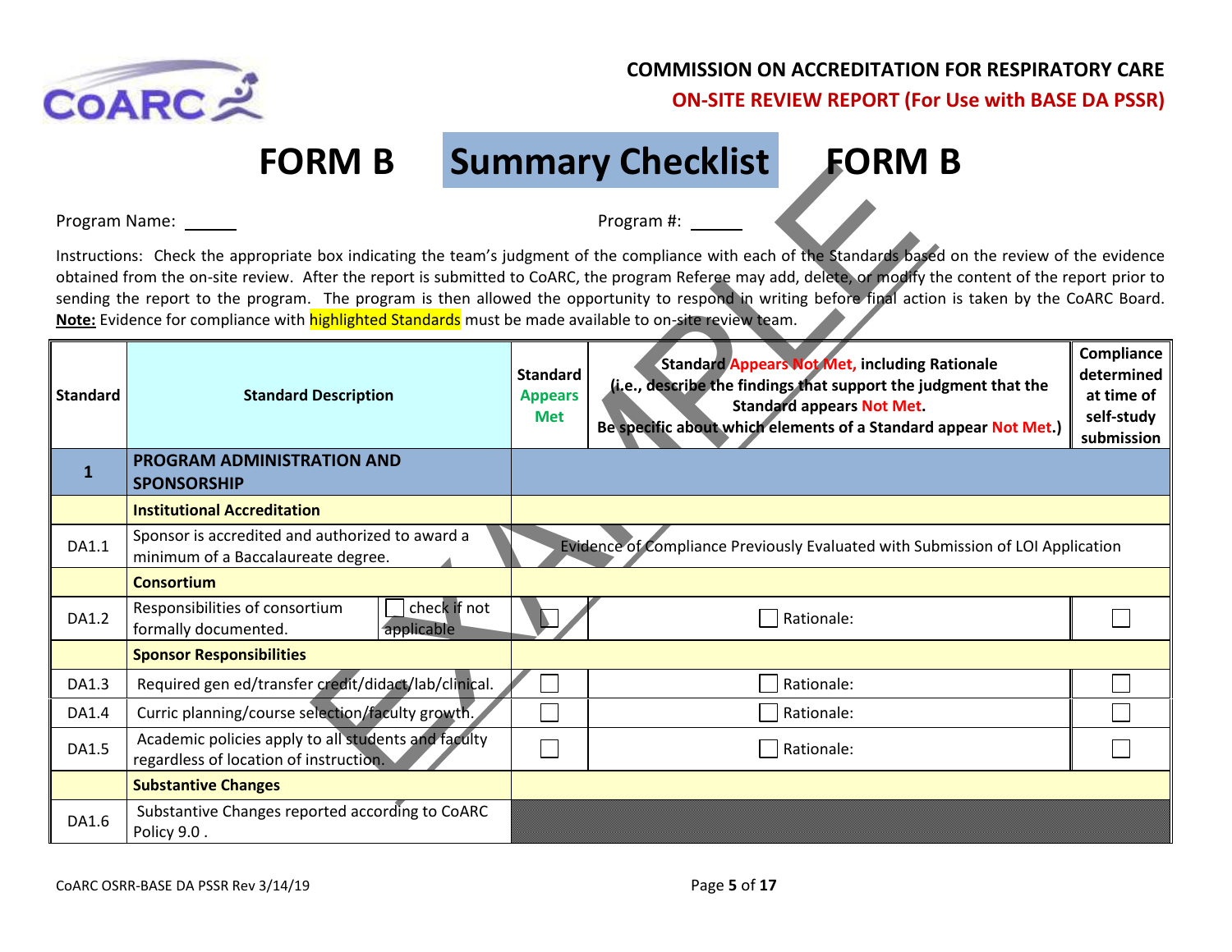**COMMISSION ON ACCREDITATION FOR RESPIRATORY CARE**

**ON-SITE REVIEW REPORT (For Use with BASE DA PSSR)**

# FORM B Summary Checklist FORM B

Program Name: ______ Program #: ______

Instructions: Check the appropriate box indicating the team's judgment of the compliance with each of the Standards based on the review of the evidence obtained from the on-site review. After the report is submitted to CoARC, the program Referee may add, delete, or modify the content of the report prior to sending the report to the program. The program is then allowed the opportunity to respond in writing before final action is taken by the CoARC Board. **Note:** Evidence for compliance with highlighted Standards must be made available to on-site review team.

| Standard | Standard Description | | Standard Appears Met | Standard Appears Not Met, including Rationale (i.e., describe the findings that support the judgment that the Standard appears Not Met. Be specific about which elements of a Standard appear Not Met.) | Compliance determined at time of self-study submission |
|---|---|---|---|---|---|
| **1** | **PROGRAM ADMINISTRATION AND SPONSORSHIP** | | | | |
| | **Institutional Accreditation** | | | | |
| DA1.1 | Sponsor is accredited and authorized to award a minimum of a Baccalaureate degree. | | Evidence of Compliance Previously Evaluated with Submission of LOI Application | | |
| | **Consortium** | | | | |
| DA1.2 | Responsibilities of consortium formally documented. | ☐ check if not applicable | ☐ | ☐ Rationale: | ☐ |
| | **Sponsor Responsibilities** | | | | |
| DA1.3 | Required gen ed/transfer credit/didact/lab/clinical. | | ☐ | ☐ Rationale: | ☐ |
| DA1.4 | Curric planning/course selection/faculty growth. | | ☐ | ☐ Rationale: | ☐ |
| DA1.5 | Academic policies apply to all students and faculty regardless of location of instruction. | | ☐ | ☐ Rationale: | ☐ |
| | **Substantive Changes** | | | | |
| DA1.6 | Substantive Changes reported according to CoARC Policy 9.0 . | | | | |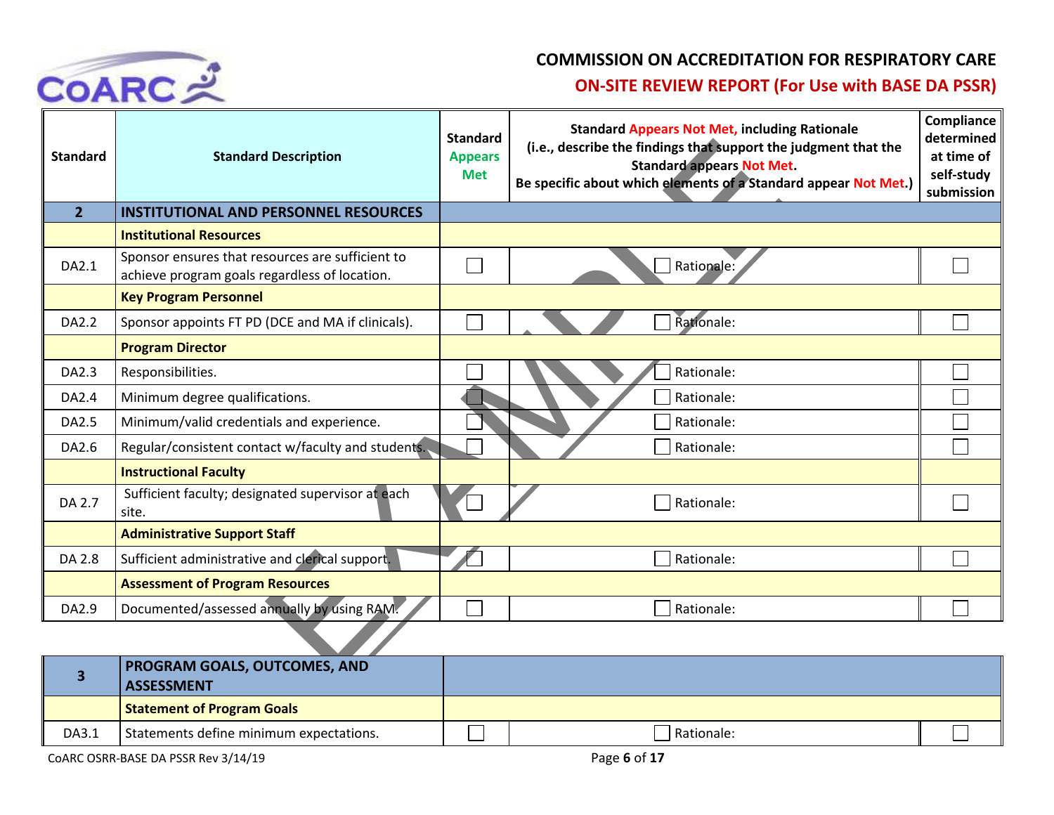# COMMISSION ON ACCREDITATION FOR RESPIRATORY CARE

## ON-SITE REVIEW REPORT (For Use with BASE DA PSSR)

| Standard | Standard Description | Standard Appears Met | Standard Appears Not Met, including Rationale (i.e., describe the findings that support the judgment that the Standard appears Not Met. Be specific about which elements of a Standard appear Not Met.) | Compliance determined at time of self-study submission |
|---|---|---|---|---|
| **2** | **INSTITUTIONAL AND PERSONNEL RESOURCES** | | | |
| | **Institutional Resources** | | | |
| DA2.1 | Sponsor ensures that resources are sufficient to achieve program goals regardless of location. | ☐ | ☐ Rationale: | ☐ |
| | **Key Program Personnel** | | | |
| DA2.2 | Sponsor appoints FT PD (DCE and MA if clinicals). | ☐ | ☐ Rationale: | ☐ |
| | **Program Director** | | | |
| DA2.3 | Responsibilities. | ☐ | ☐ Rationale: | ☐ |
| DA2.4 | Minimum degree qualifications. | ☐ | ☐ Rationale: | ☐ |
| DA2.5 | Minimum/valid credentials and experience. | ☐ | ☐ Rationale: | ☐ |
| DA2.6 | Regular/consistent contact w/faculty and students. | ☐ | ☐ Rationale: | ☐ |
| | **Instructional Faculty** | | | |
| DA 2.7 | Sufficient faculty; designated supervisor at each site. | ☐ | ☐ Rationale: | ☐ |
| | **Administrative Support Staff** | | | |
| DA 2.8 | Sufficient administrative and clerical support. | ☐ | ☐ Rationale: | ☐ |
| | **Assessment of Program Resources** | | | |
| DA2.9 | Documented/assessed annually by using RAM. | ☐ | ☐ Rationale: | ☐ |

| Standard | Standard Description | Standard Appears Met | Standard Appears Not Met, including Rationale | Compliance determined at time of self-study submission |
|---|---|---|---|---|
| **3** | **PROGRAM GOALS, OUTCOMES, AND ASSESSMENT** | | | |
| | **Statement of Program Goals** | | | |
| DA3.1 | Statements define minimum expectations. | ☐ | ☐ Rationale: | ☐ |

CoARC OSRR-BASE DA PSSR Rev 3/14/19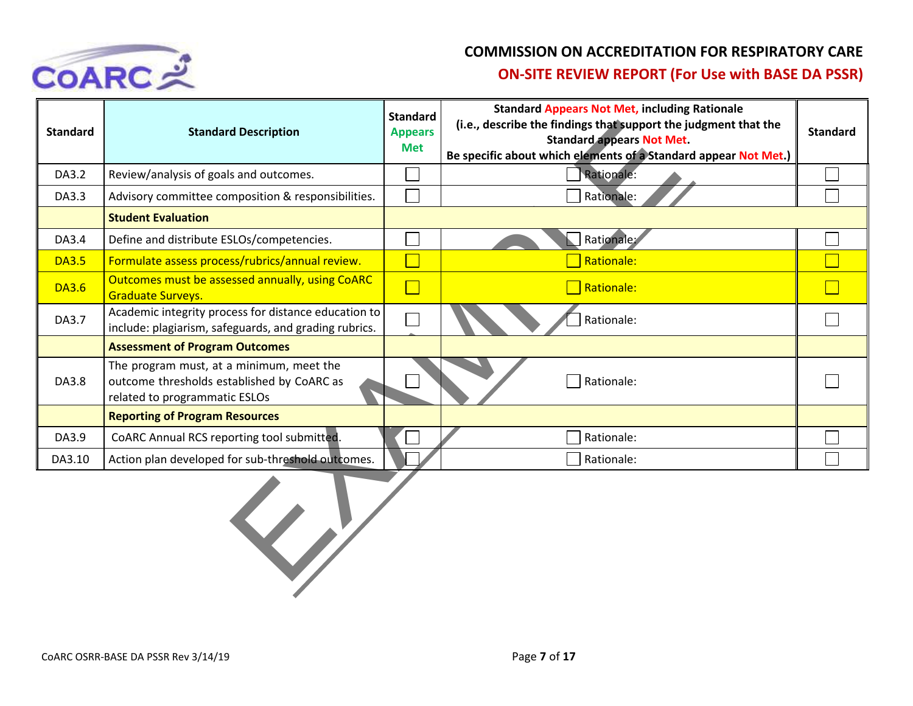# COMMISSION ON ACCREDITATION FOR RESPIRATORY CARE

## ON-SITE REVIEW REPORT (For Use with BASE DA PSSR)

| Standard | Standard Description | Standard Appears Met | Standard Appears Not Met, including Rationale (i.e., describe the findings that support the judgment that the Standard appears Not Met. Be specific about which elements of a Standard appear Not Met.) | Standard |
|---|---|---|---|---|
| DA3.2 | Review/analysis of goals and outcomes. | ☐ | ☐ Rationale: | ☐ |
| DA3.3 | Advisory committee composition & responsibilities. | ☐ | ☐ Rationale: | ☐ |
| | **Student Evaluation** | | | |
| DA3.4 | Define and distribute ESLOs/competencies. | ☐ | ☐ Rationale: | ☐ |
| DA3.5 | Formulate assess process/rubrics/annual review. | ☐ | ☐ Rationale: | ☐ |
| DA3.6 | Outcomes must be assessed annually, using CoARC Graduate Surveys. | ☐ | ☐ Rationale: | ☐ |
| DA3.7 | Academic integrity process for distance education to include: plagiarism, safeguards, and grading rubrics. | ☐ | ☐ Rationale: | ☐ |
| | **Assessment of Program Outcomes** | | | |
| DA3.8 | The program must, at a minimum, meet the outcome thresholds established by CoARC as related to programmatic ESLOs | ☐ | ☐ Rationale: | ☐ |
| | **Reporting of Program Resources** | | | |
| DA3.9 | CoARC Annual RCS reporting tool submitted. | ☐ | ☐ Rationale: | ☐ |
| DA3.10 | Action plan developed for sub-threshold outcomes. | ☐ | ☐ Rationale: | ☐ |

EXAMPLE

CoARC OSRR-BASE DA PSSR Rev 3/14/19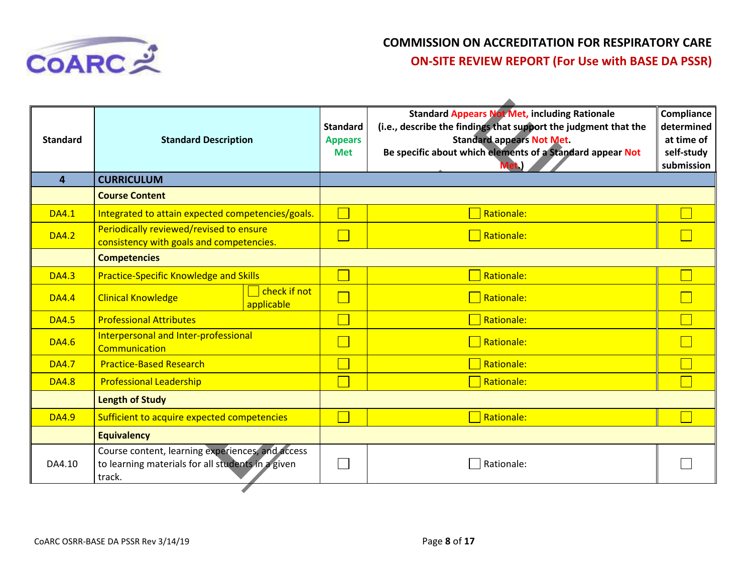# COMMISSION ON ACCREDITATION FOR RESPIRATORY CARE

## ON-SITE REVIEW REPORT (For Use with BASE DA PSSR)

| Standard | Standard Description | | Standard Appears Met | Standard Appears Not Met, including Rationale (i.e., describe the findings that support the judgment that the Standard appears Not Met. Be specific about which elements of a Standard appear Not Met.) | Compliance determined at time of self-study submission |
|---|---|---|---|---|---|
| **4** | **CURRICULUM** | | | | |
| | **Course Content** | | | | |
| DA4.1 | Integrated to attain expected competencies/goals. | | ☐ | ☐ Rationale: | ☐ |
| DA4.2 | Periodically reviewed/revised to ensure consistency with goals and competencies. | | ☐ | ☐ Rationale: | ☐ |
| | **Competencies** | | | | |
| DA4.3 | Practice-Specific Knowledge and Skills | | ☐ | ☐ Rationale: | ☐ |
| DA4.4 | Clinical Knowledge | ☐ check if not applicable | ☐ | ☐ Rationale: | ☐ |
| DA4.5 | Professional Attributes | | ☐ | ☐ Rationale: | ☐ |
| DA4.6 | Interpersonal and Inter-professional Communication | | ☐ | ☐ Rationale: | ☐ |
| DA4.7 | Practice-Based Research | | ☐ | ☐ Rationale: | ☐ |
| DA4.8 | Professional Leadership | | ☐ | ☐ Rationale: | ☐ |
| | **Length of Study** | | | | |
| DA4.9 | Sufficient to acquire expected competencies | | ☐ | ☐ Rationale: | ☐ |
| | **Equivalency** | | | | |
| DA4.10 | Course content, learning experiences, and access to learning materials for all students in a given track. | | ☐ | ☐ Rationale: | ☐ |

CoARC OSRR-BASE DA PSSR Rev 3/14/19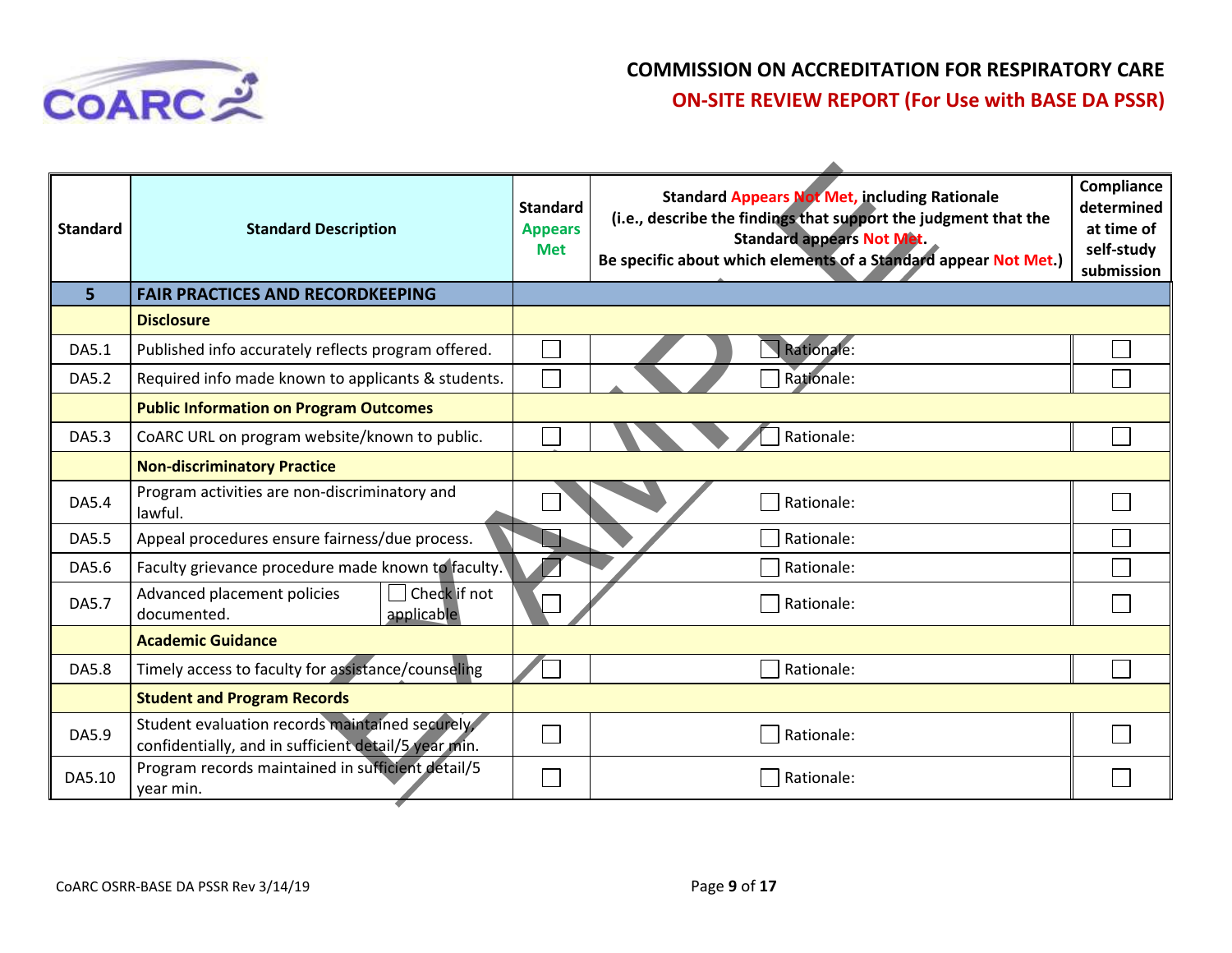**COMMISSION ON ACCREDITATION FOR RESPIRATORY CARE**

**ON-SITE REVIEW REPORT (For Use with BASE DA PSSR)**

| Standard | Standard Description | Standard Appears Met | Standard Appears Not Met, including Rationale (i.e., describe the findings that support the judgment that the Standard appears Not Met. Be specific about which elements of a Standard appear Not Met.) | Compliance determined at time of self-study submission |
|---|---|---|---|---|
| **5** | **FAIR PRACTICES AND RECORDKEEPING** | | | |
| | **Disclosure** | | | |
| DA5.1 | Published info accurately reflects program offered. | ☐ | ☐ Rationale: | ☐ |
| DA5.2 | Required info made known to applicants & students. | ☐ | ☐ Rationale: | ☐ |
| | **Public Information on Program Outcomes** | | | |
| DA5.3 | CoARC URL on program website/known to public. | ☐ | ☐ Rationale: | ☐ |
| | **Non-discriminatory Practice** | | | |
| DA5.4 | Program activities are non-discriminatory and lawful. | ☐ | ☐ Rationale: | ☐ |
| DA5.5 | Appeal procedures ensure fairness/due process. | ☐ | ☐ Rationale: | ☐ |
| DA5.6 | Faculty grievance procedure made known to faculty. | ☐ | ☐ Rationale: | ☐ |
| DA5.7 | Advanced placement policies documented. ☐ Check if not applicable | ☐ | ☐ Rationale: | ☐ |
| | **Academic Guidance** | | | |
| DA5.8 | Timely access to faculty for assistance/counseling | ☐ | ☐ Rationale: | ☐ |
| | **Student and Program Records** | | | |
| DA5.9 | Student evaluation records maintained securely, confidentially, and in sufficient detail/5 year min. | ☐ | ☐ Rationale: | ☐ |
| DA5.10 | Program records maintained in sufficient detail/5 year min. | ☐ | ☐ Rationale: | ☐ |

CoARC OSRR-BASE DA PSSR Rev 3/14/19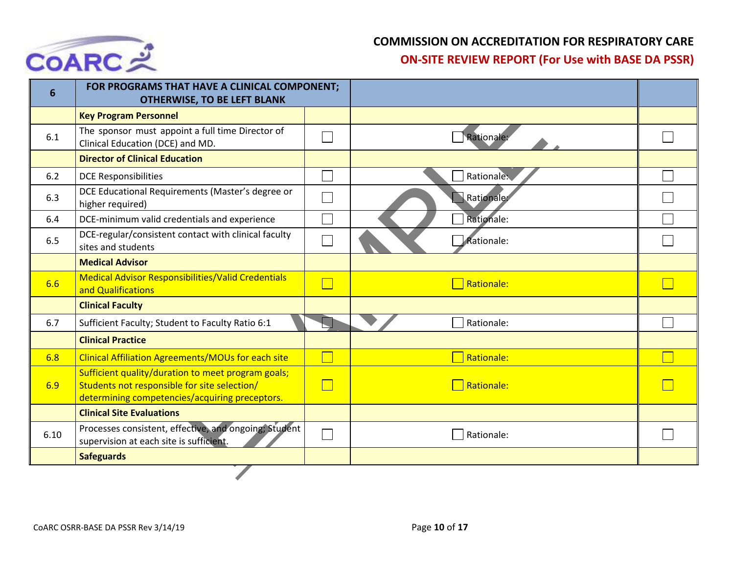# COMMISSION ON ACCREDITATION FOR RESPIRATORY CARE

## ON-SITE REVIEW REPORT (For Use with BASE DA PSSR)

| 6 | FOR PROGRAMS THAT HAVE A CLINICAL COMPONENT; OTHERWISE, TO BE LEFT BLANK | | | |
|---|---|---|---|---|
| | **Key Program Personnel** | | | |
| 6.1 | The sponsor must appoint a full time Director of Clinical Education (DCE) and MD. | ☐ | ☐ Rationale: | ☐ |
| | **Director of Clinical Education** | | | |
| 6.2 | DCE Responsibilities | ☐ | ☐ Rationale: | ☐ |
| 6.3 | DCE Educational Requirements (Master's degree or higher required) | ☐ | ☐ Rationale: | ☐ |
| 6.4 | DCE-minimum valid credentials and experience | ☐ | ☐ Rationale: | ☐ |
| 6.5 | DCE-regular/consistent contact with clinical faculty sites and students | ☐ | ☐ Rationale: | ☐ |
| | **Medical Advisor** | | | |
| 6.6 | Medical Advisor Responsibilities/Valid Credentials and Qualifications | ☐ | ☐ Rationale: | ☐ |
| | **Clinical Faculty** | | | |
| 6.7 | Sufficient Faculty; Student to Faculty Ratio 6:1 | ☐ | ☐ Rationale: | ☐ |
| | **Clinical Practice** | | | |
| 6.8 | Clinical Affiliation Agreements/MOUs for each site | ☐ | ☐ Rationale: | ☐ |
| 6.9 | Sufficient quality/duration to meet program goals; Students not responsible for site selection/ determining competencies/acquiring preceptors. | ☐ | ☐ Rationale: | ☐ |
| | **Clinical Site Evaluations** | | | |
| 6.10 | Processes consistent, effective, and ongoing; Student supervision at each site is sufficient. | ☐ | ☐ Rationale: | ☐ |
| | **Safeguards** | | | |

CoARC OSRR-BASE DA PSSR Rev 3/14/19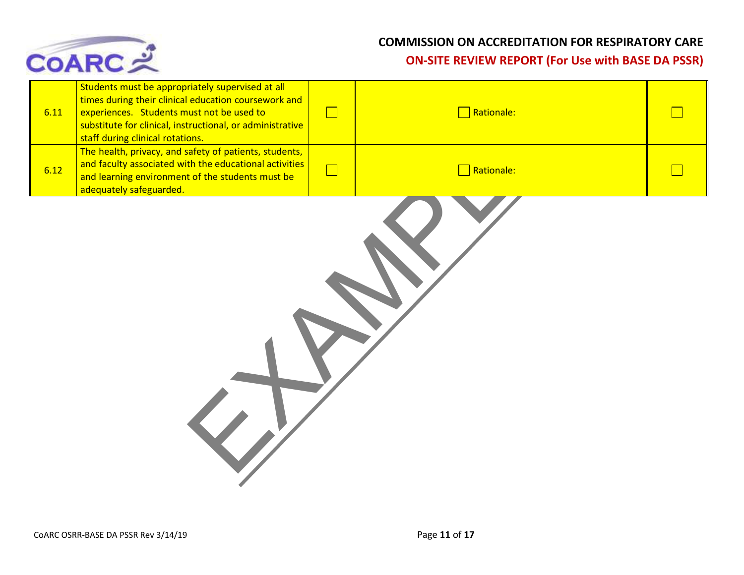| | | | | |
|---|---|---|---|---|
| 6.11 | Students must be appropriately supervised at all times during their clinical education coursework and experiences. Students must not be used to substitute for clinical, instructional, or administrative staff during clinical rotations. | ☐ | ☐ Rationale: | ☐ |
| 6.12 | The health, privacy, and safety of patients, students, and faculty associated with the educational activities and learning environment of the students must be adequately safeguarded. | ☐ | ☐ Rationale: | ☐ |

EXAMPLE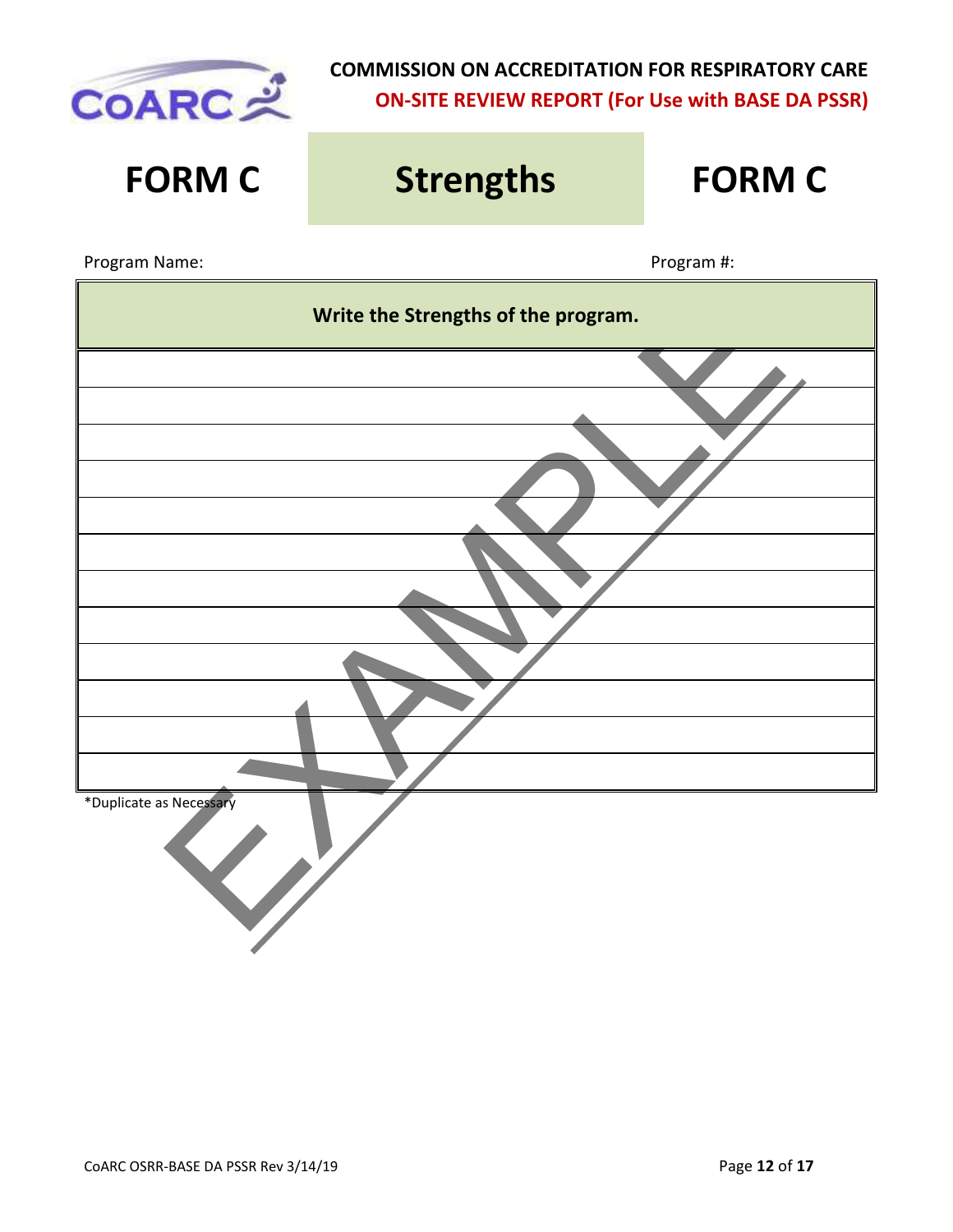**COMMISSION ON ACCREDITATION FOR RESPIRATORY CARE**

**ON-SITE REVIEW REPORT (For Use with BASE DA PSSR)**

# FORM C Strengths FORM C

Program Name: Program #:

| Write the Strengths of the program. |
|---|
| |
| |
| |
| |
| |
| |
| |
| |
| |
| |
| |
| |

*Duplicate as Necessary

EXAMPLE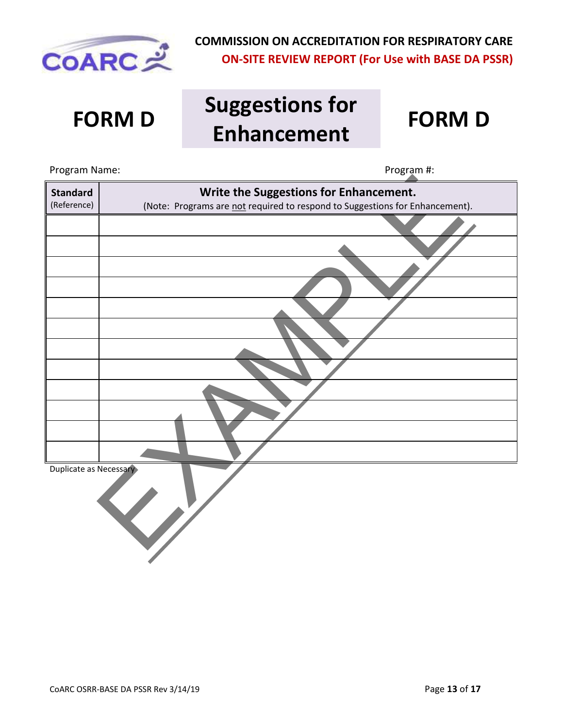**COMMISSION ON ACCREDITATION FOR RESPIRATORY CARE**

**ON-SITE REVIEW REPORT (For Use with BASE DA PSSR)**

# FORM D — Suggestions for Enhancement — FORM D

Program Name: Program #:

| **Standard** (Reference) | **Write the Suggestions for Enhancement.** (Note: Programs are not required to respond to Suggestions for Enhancement). |
|---|---|
| | |
| | |
| | |
| | |
| | |
| | |
| | |
| | |
| | |
| | |
| | |
| | |

Duplicate as Necessary

EXAMPLE

CoARC OSRR-BASE DA PSSR Rev 3/14/19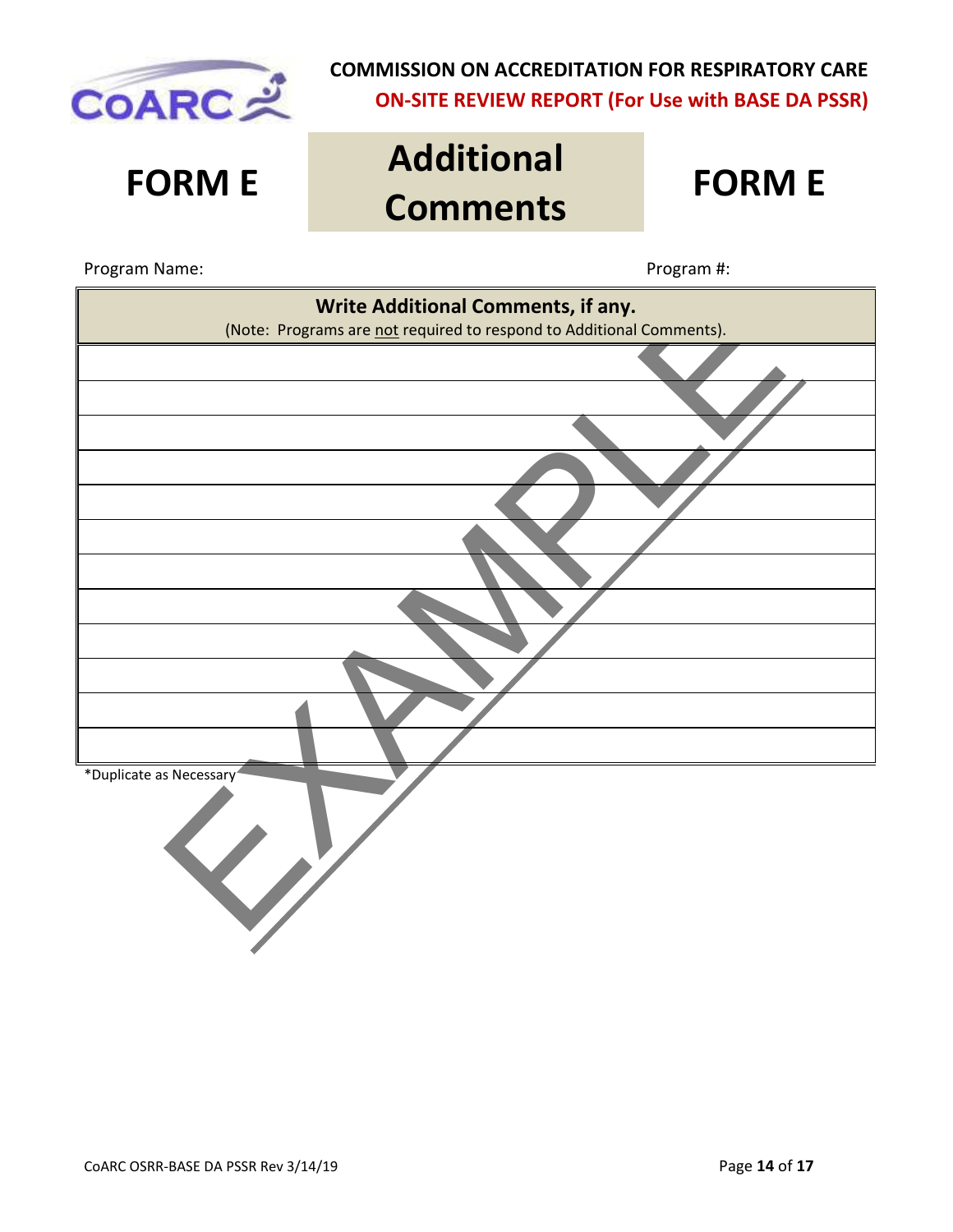**COMMISSION ON ACCREDITATION FOR RESPIRATORY CARE**

**ON-SITE REVIEW REPORT (For Use with BASE DA PSSR)**

# FORM E — Additional Comments — FORM E

Program Name: Program #:

| **Write Additional Comments, if any.** (Note: Programs are <u>not</u> required to respond to Additional Comments). |
|---|
| |
| |
| |
| |
| |
| |
| |
| |
| |
| |
| |
| |

*Duplicate as Necessary

EXAMPLE

CoARC OSRR-BASE DA PSSR Rev 3/14/19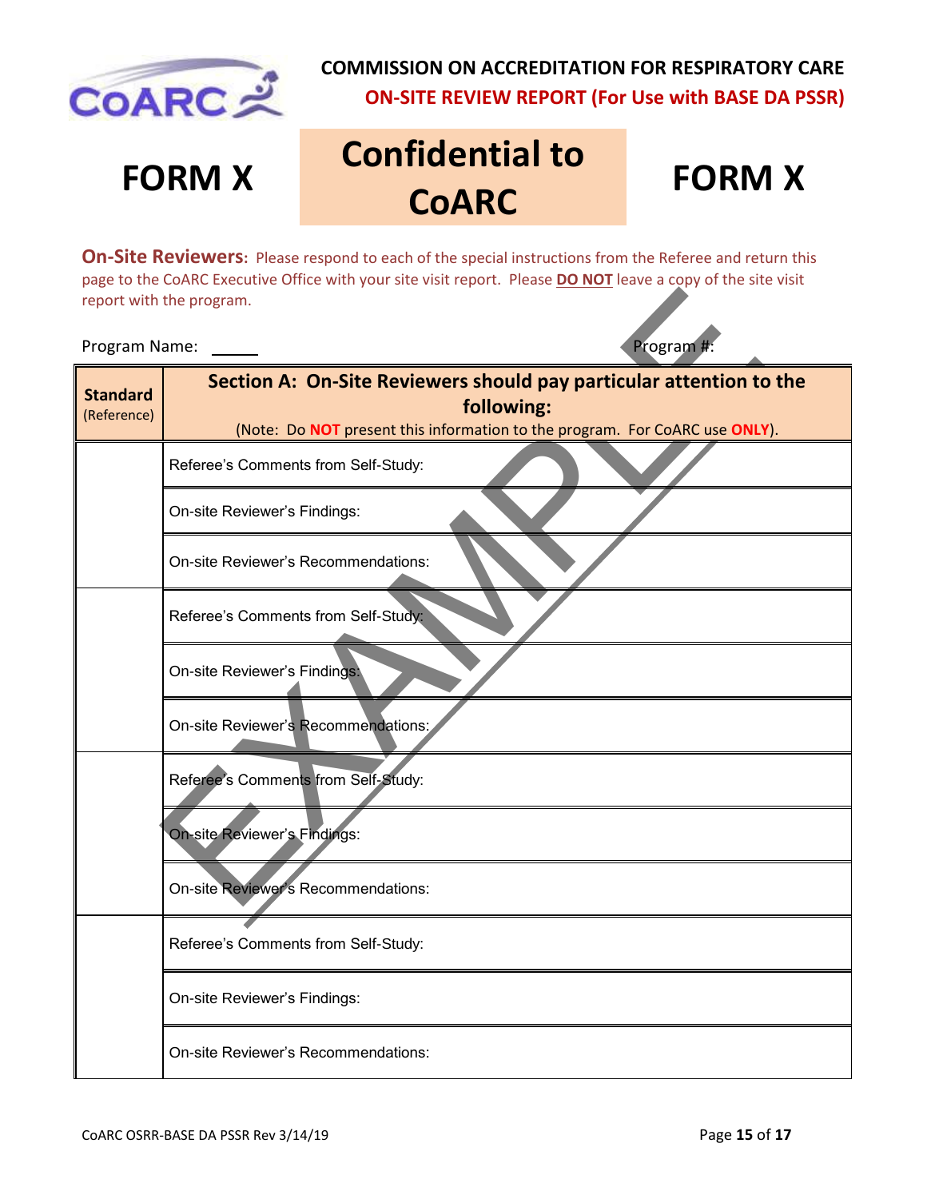**COMMISSION ON ACCREDITATION FOR RESPIRATORY CARE**

**ON-SITE REVIEW REPORT (For Use with BASE DA PSSR)**

# FORM X — Confidential to CoARC — FORM X

**On-Site Reviewers**: Please respond to each of the special instructions from the Referee and return this page to the CoARC Executive Office with your site visit report. Please **DO NOT** leave a copy of the site visit report with the program.

Program Name: \_\_\_\_\_ Program #:

| **Standard** (Reference) | **Section A: On-Site Reviewers should pay particular attention to the following:** (Note: Do **NOT** present this information to the program. For CoARC use **ONLY**). |
|---|---|
| | Referee's Comments from Self-Study: |
| | On-site Reviewer's Findings: |
| | On-site Reviewer's Recommendations: |
| | Referee's Comments from Self-Study: |
| | On-site Reviewer's Findings: |
| | On-site Reviewer's Recommendations: |
| | Referee's Comments from Self-Study: |
| | On-site Reviewer's Findings: |
| | On-site Reviewer's Recommendations: |
| | Referee's Comments from Self-Study: |
| | On-site Reviewer's Findings: |
| | On-site Reviewer's Recommendations: |

CoARC OSRR-BASE DA PSSR Rev 3/14/19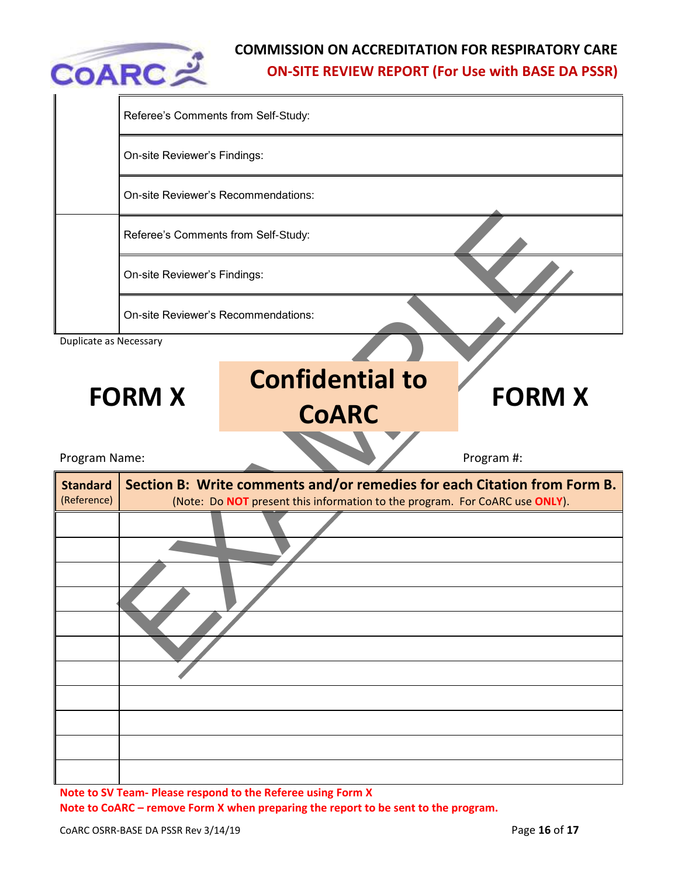| | |
|---|---|
| | Referee's Comments from Self-Study: |
| | On-site Reviewer's Findings: |
| | On-site Reviewer's Recommendations: |
| | Referee's Comments from Self-Study: |
| | On-site Reviewer's Findings: |
| | On-site Reviewer's Recommendations: |

Duplicate as Necessary

# FORM X — Confidential to CoARC — FORM X

Program Name: Program #:

| **Standard** (Reference) | **Section B: Write comments and/or remedies for each Citation from Form B.** (Note: Do **NOT** present this information to the program. For CoARC use **ONLY**). |
|---|---|
| | |
| | |
| | |
| | |
| | |
| | |
| | |
| | |
| | |
| | |
| | |

**Note to SV Team- Please respond to the Referee using Form X**

**Note to CoARC – remove Form X when preparing the report to be sent to the program.**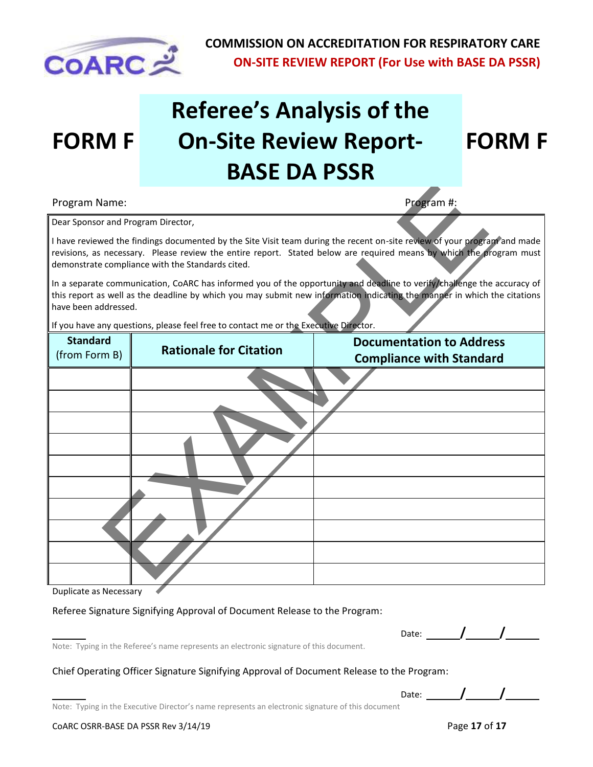**COMMISSION ON ACCREDITATION FOR RESPIRATORY CARE**
**ON-SITE REVIEW REPORT (For Use with BASE DA PSSR)**

# FORM F — Referee's Analysis of the On-Site Review Report- BASE DA PSSR — FORM F

Program Name: Program #:

Dear Sponsor and Program Director,

I have reviewed the findings documented by the Site Visit team during the recent on-site review of your program and made revisions, as necessary. Please review the entire report. Stated below are required means by which the program must demonstrate compliance with the Standards cited.

In a separate communication, CoARC has informed you of the opportunity and deadline to verify/challenge the accuracy of this report as well as the deadline by which you may submit new information indicating the manner in which the citations have been addressed.

If you have any questions, please feel free to contact me or the Executive Director.

| Standard (from Form B) | Rationale for Citation | Documentation to Address Compliance with Standard |
|---|---|---|
| | | |
| | | |
| | | |
| | | |
| | | |
| | | |
| | | |
| | | |
| | | |
| | | |

Duplicate as Necessary

Referee Signature Signifying Approval of Document Release to the Program:

______ Date: ______/______/______

Note: Typing in the Referee's name represents an electronic signature of this document.

Chief Operating Officer Signature Signifying Approval of Document Release to the Program:

______ Date: ______/______/______

Note: Typing in the Executive Director's name represents an electronic signature of this document

CoARC OSRR-BASE DA PSSR Rev 3/14/19